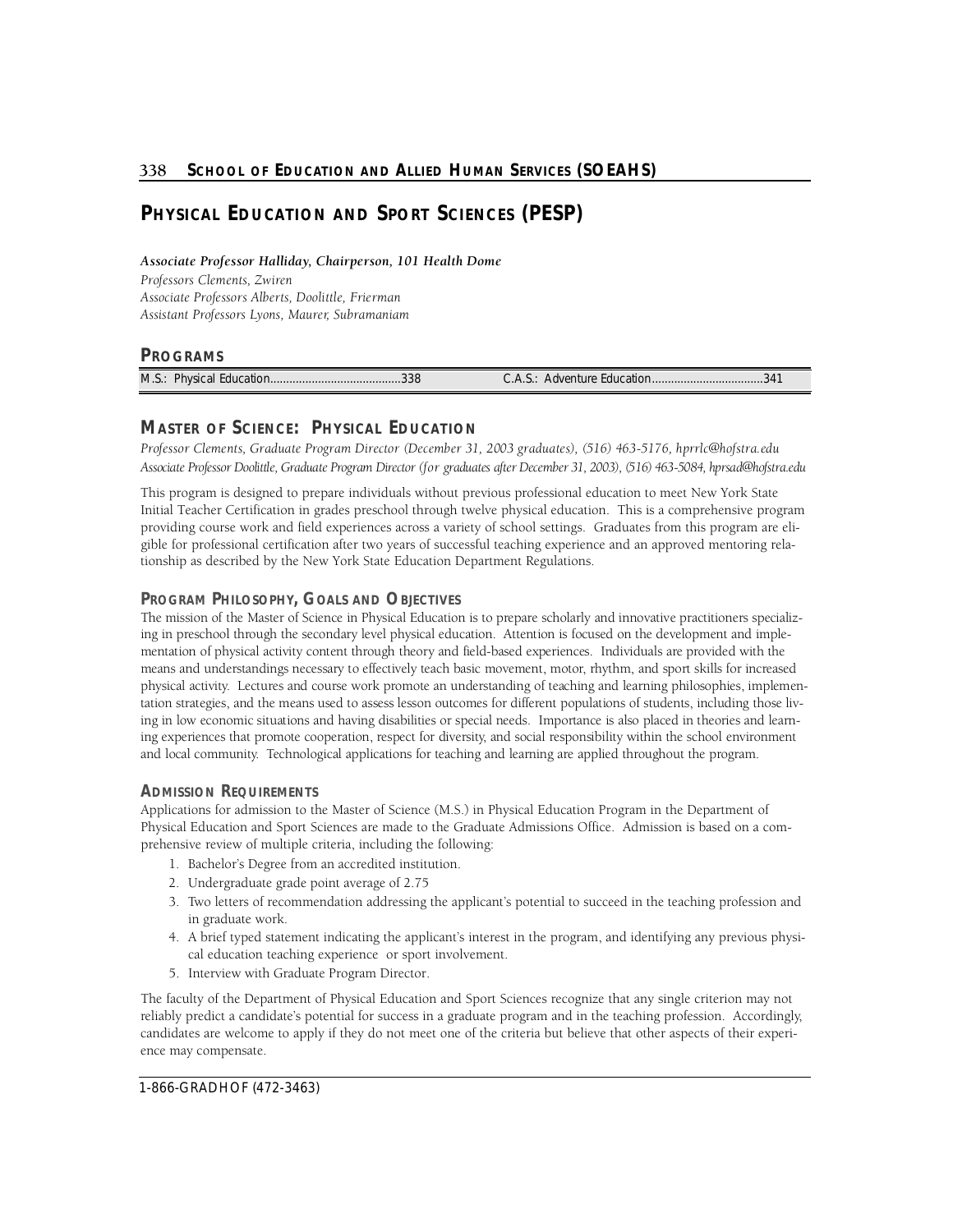# PHYSICAL EDUCATION AND SPORT SCIENCES (PESP)

***Associate Professor Halliday, Chairperson, 101 Health Dome***
*Professors Clements, Zwiren*
*Associate Professors Alberts, Doolittle, Frierman*
*Assistant Professors Lyons, Maurer, Subramaniam*

## PROGRAMS

| M.S.: Physical Education........................................338 | C.A.S.: Adventure Education..................................341 |
|---|---|

## MASTER OF SCIENCE: PHYSICAL EDUCATION

*Professor Clements, Graduate Program Director (December 31, 2003 graduates), (516) 463-5176, hprrlc@hofstra.edu*
*Associate Professor Doolittle, Graduate Program Director (for graduates after December 31, 2003), (516) 463-5084, hprsad@hofstra.edu*

This program is designed to prepare individuals without previous professional education to meet New York State Initial Teacher Certification in grades preschool through twelve physical education. This is a comprehensive program providing course work and field experiences across a variety of school settings. Graduates from this program are eligible for professional certification after two years of successful teaching experience and an approved mentoring relationship as described by the New York State Education Department Regulations.

### PROGRAM PHILOSOPHY, GOALS AND OBJECTIVES

The mission of the Master of Science in Physical Education is to prepare scholarly and innovative practitioners specializing in preschool through the secondary level physical education. Attention is focused on the development and implementation of physical activity content through theory and field-based experiences. Individuals are provided with the means and understandings necessary to effectively teach basic movement, motor, rhythm, and sport skills for increased physical activity. Lectures and course work promote an understanding of teaching and learning philosophies, implementation strategies, and the means used to assess lesson outcomes for different populations of students, including those living in low economic situations and having disabilities or special needs. Importance is also placed in theories and learning experiences that promote cooperation, respect for diversity, and social responsibility within the school environment and local community. Technological applications for teaching and learning are applied throughout the program.

### ADMISSION REQUIREMENTS

Applications for admission to the Master of Science (M.S.) in Physical Education Program in the Department of Physical Education and Sport Sciences are made to the Graduate Admissions Office. Admission is based on a comprehensive review of multiple criteria, including the following:

1. Bachelor's Degree from an accredited institution.
2. Undergraduate grade point average of 2.75
3. Two letters of recommendation addressing the applicant's potential to succeed in the teaching profession and in graduate work.
4. A brief typed statement indicating the applicant's interest in the program, and identifying any previous physical education teaching experience or sport involvement.
5. Interview with Graduate Program Director.

The faculty of the Department of Physical Education and Sport Sciences recognize that any single criterion may not reliably predict a candidate's potential for success in a graduate program and in the teaching profession. Accordingly, candidates are welcome to apply if they do not meet one of the criteria but believe that other aspects of their experience may compensate.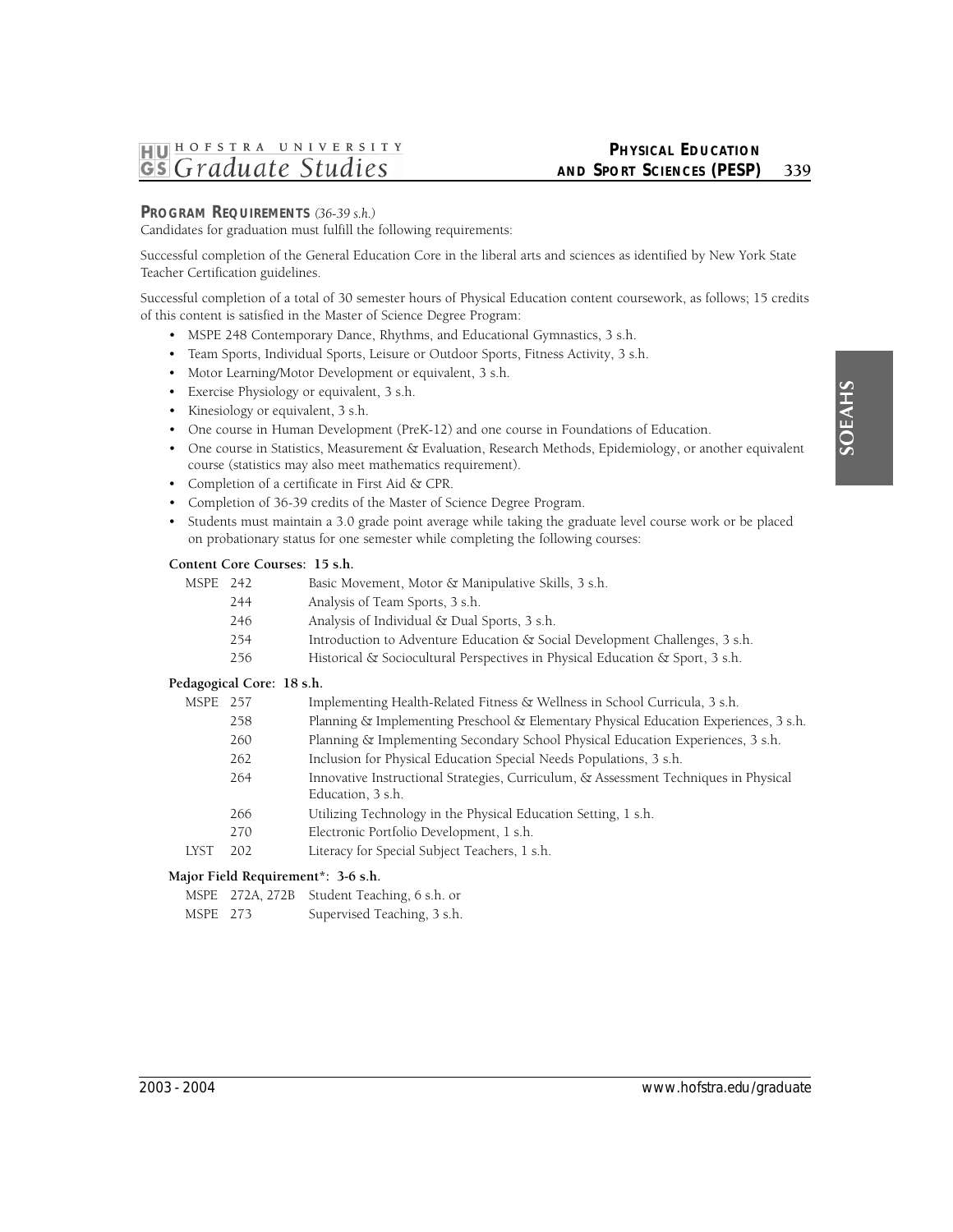### PROGRAM REQUIREMENTS *(36-39 s.h.)*

Candidates for graduation must fulfill the following requirements:

Successful completion of the General Education Core in the liberal arts and sciences as identified by New York State Teacher Certification guidelines.

Successful completion of a total of 30 semester hours of Physical Education content coursework, as follows; 15 credits of this content is satisfied in the Master of Science Degree Program:

- MSPE 248 Contemporary Dance, Rhythms, and Educational Gymnastics, 3 s.h.
- Team Sports, Individual Sports, Leisure or Outdoor Sports, Fitness Activity, 3 s.h.
- Motor Learning/Motor Development or equivalent, 3 s.h.
- Exercise Physiology or equivalent, 3 s.h.
- Kinesiology or equivalent, 3 s.h.
- One course in Human Development (PreK-12) and one course in Foundations of Education.
- One course in Statistics, Measurement & Evaluation, Research Methods, Epidemiology, or another equivalent course (statistics may also meet mathematics requirement).
- Completion of a certificate in First Aid & CPR.
- Completion of 36-39 credits of the Master of Science Degree Program.
- Students must maintain a 3.0 grade point average while taking the graduate level course work or be placed on probationary status for one semester while completing the following courses:

**Content Core Courses: 15 s.h.**

| | | |
|---|---|---|
| MSPE | 242 | Basic Movement, Motor & Manipulative Skills, 3 s.h. |
| | 244 | Analysis of Team Sports, 3 s.h. |
| | 246 | Analysis of Individual & Dual Sports, 3 s.h. |
| | 254 | Introduction to Adventure Education & Social Development Challenges, 3 s.h. |
| | 256 | Historical & Sociocultural Perspectives in Physical Education & Sport, 3 s.h. |

**Pedagogical Core: 18 s.h.**

| | | |
|---|---|---|
| MSPE | 257 | Implementing Health-Related Fitness & Wellness in School Curricula, 3 s.h. |
| | 258 | Planning & Implementing Preschool & Elementary Physical Education Experiences, 3 s.h. |
| | 260 | Planning & Implementing Secondary School Physical Education Experiences, 3 s.h. |
| | 262 | Inclusion for Physical Education Special Needs Populations, 3 s.h. |
| | 264 | Innovative Instructional Strategies, Curriculum, & Assessment Techniques in Physical Education, 3 s.h. |
| | 266 | Utilizing Technology in the Physical Education Setting, 1 s.h. |
| | 270 | Electronic Portfolio Development, 1 s.h. |
| LYST | 202 | Literacy for Special Subject Teachers, 1 s.h. |

**Major Field Requirement*: 3-6 s.h.**

| | | |
|---|---|---|
| MSPE | 272A, 272B | Student Teaching, 6 s.h. or |
| MSPE | 273 | Supervised Teaching, 3 s.h. |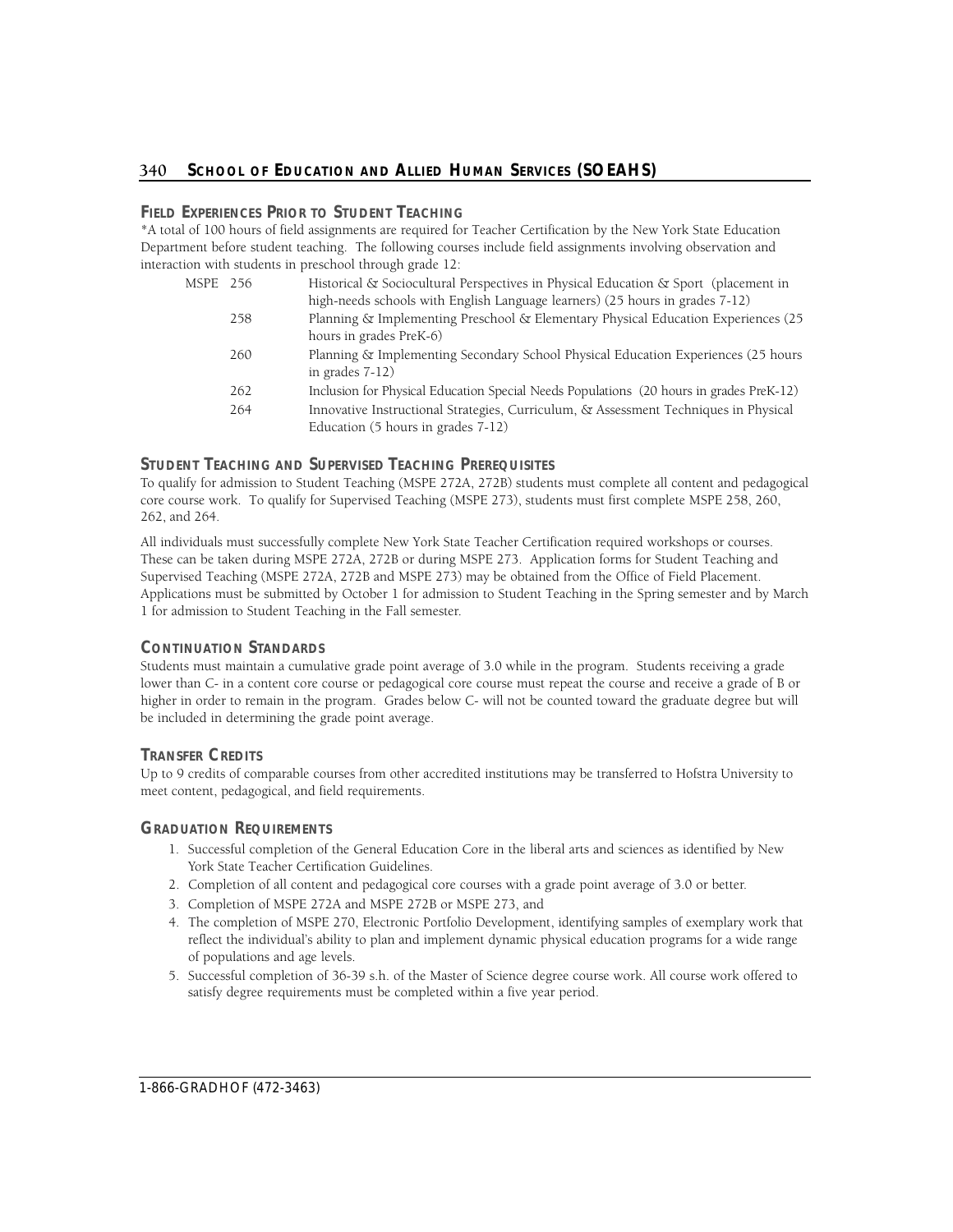## Field Experiences Prior to Student Teaching

*A total of 100 hours of field assignments are required for Teacher Certification by the New York State Education Department before student teaching. The following courses include field assignments involving observation and interaction with students in preschool through grade 12:

| | |
|---|---|
| MSPE 256 | Historical & Sociocultural Perspectives in Physical Education & Sport (placement in high-needs schools with English Language learners) (25 hours in grades 7-12) |
| 258 | Planning & Implementing Preschool & Elementary Physical Education Experiences (25 hours in grades PreK-6) |
| 260 | Planning & Implementing Secondary School Physical Education Experiences (25 hours in grades 7-12) |
| 262 | Inclusion for Physical Education Special Needs Populations (20 hours in grades PreK-12) |
| 264 | Innovative Instructional Strategies, Curriculum, & Assessment Techniques in Physical Education (5 hours in grades 7-12) |

## Student Teaching and Supervised Teaching Prerequisites

To qualify for admission to Student Teaching (MSPE 272A, 272B) students must complete all content and pedagogical core course work. To qualify for Supervised Teaching (MSPE 273), students must first complete MSPE 258, 260, 262, and 264.

All individuals must successfully complete New York State Teacher Certification required workshops or courses. These can be taken during MSPE 272A, 272B or during MSPE 273. Application forms for Student Teaching and Supervised Teaching (MSPE 272A, 272B and MSPE 273) may be obtained from the Office of Field Placement. Applications must be submitted by October 1 for admission to Student Teaching in the Spring semester and by March 1 for admission to Student Teaching in the Fall semester.

## Continuation Standards

Students must maintain a cumulative grade point average of 3.0 while in the program. Students receiving a grade lower than C- in a content core course or pedagogical core course must repeat the course and receive a grade of B or higher in order to remain in the program. Grades below C- will not be counted toward the graduate degree but will be included in determining the grade point average.

## Transfer Credits

Up to 9 credits of comparable courses from other accredited institutions may be transferred to Hofstra University to meet content, pedagogical, and field requirements.

## Graduation Requirements

1. Successful completion of the General Education Core in the liberal arts and sciences as identified by New York State Teacher Certification Guidelines.
2. Completion of all content and pedagogical core courses with a grade point average of 3.0 or better.
3. Completion of MSPE 272A and MSPE 272B or MSPE 273, and
4. The completion of MSPE 270, Electronic Portfolio Development, identifying samples of exemplary work that reflect the individual's ability to plan and implement dynamic physical education programs for a wide range of populations and age levels.
5. Successful completion of 36-39 s.h. of the Master of Science degree course work. All course work offered to satisfy degree requirements must be completed within a five year period.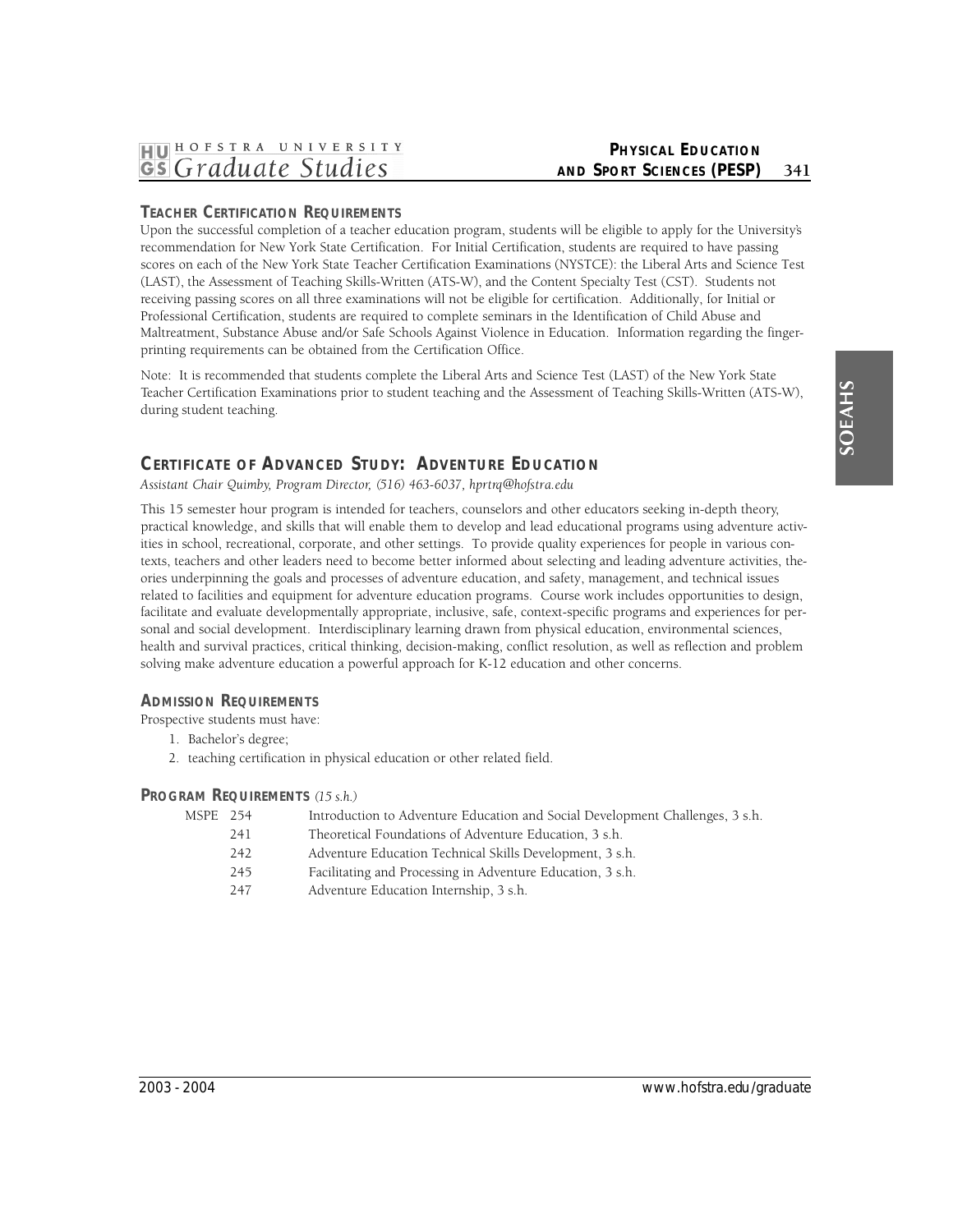### Teacher Certification Requirements

Upon the successful completion of a teacher education program, students will be eligible to apply for the University's recommendation for New York State Certification. For Initial Certification, students are required to have passing scores on each of the New York State Teacher Certification Examinations (NYSTCE): the Liberal Arts and Science Test (LAST), the Assessment of Teaching Skills-Written (ATS-W), and the Content Specialty Test (CST). Students not receiving passing scores on all three examinations will not be eligible for certification. Additionally, for Initial or Professional Certification, students are required to complete seminars in the Identification of Child Abuse and Maltreatment, Substance Abuse and/or Safe Schools Against Violence in Education. Information regarding the fingerprinting requirements can be obtained from the Certification Office.

Note: It is recommended that students complete the Liberal Arts and Science Test (LAST) of the New York State Teacher Certification Examinations prior to student teaching and the Assessment of Teaching Skills-Written (ATS-W), during student teaching.

## Certificate of Advanced Study: Adventure Education

*Assistant Chair Quimby, Program Director, (516) 463-6037, hprtrq@hofstra.edu*

This 15 semester hour program is intended for teachers, counselors and other educators seeking in-depth theory, practical knowledge, and skills that will enable them to develop and lead educational programs using adventure activities in school, recreational, corporate, and other settings. To provide quality experiences for people in various contexts, teachers and other leaders need to become better informed about selecting and leading adventure activities, theories underpinning the goals and processes of adventure education, and safety, management, and technical issues related to facilities and equipment for adventure education programs. Course work includes opportunities to design, facilitate and evaluate developmentally appropriate, inclusive, safe, context-specific programs and experiences for personal and social development. Interdisciplinary learning drawn from physical education, environmental sciences, health and survival practices, critical thinking, decision-making, conflict resolution, as well as reflection and problem solving make adventure education a powerful approach for K-12 education and other concerns.

### Admission Requirements

Prospective students must have:

1. Bachelor's degree;
2. teaching certification in physical education or other related field.

### Program Requirements *(15 s.h.)*

MSPE 254 Introduction to Adventure Education and Social Development Challenges, 3 s.h.
241 Theoretical Foundations of Adventure Education, 3 s.h.
242 Adventure Education Technical Skills Development, 3 s.h.
245 Facilitating and Processing in Adventure Education, 3 s.h.
247 Adventure Education Internship, 3 s.h.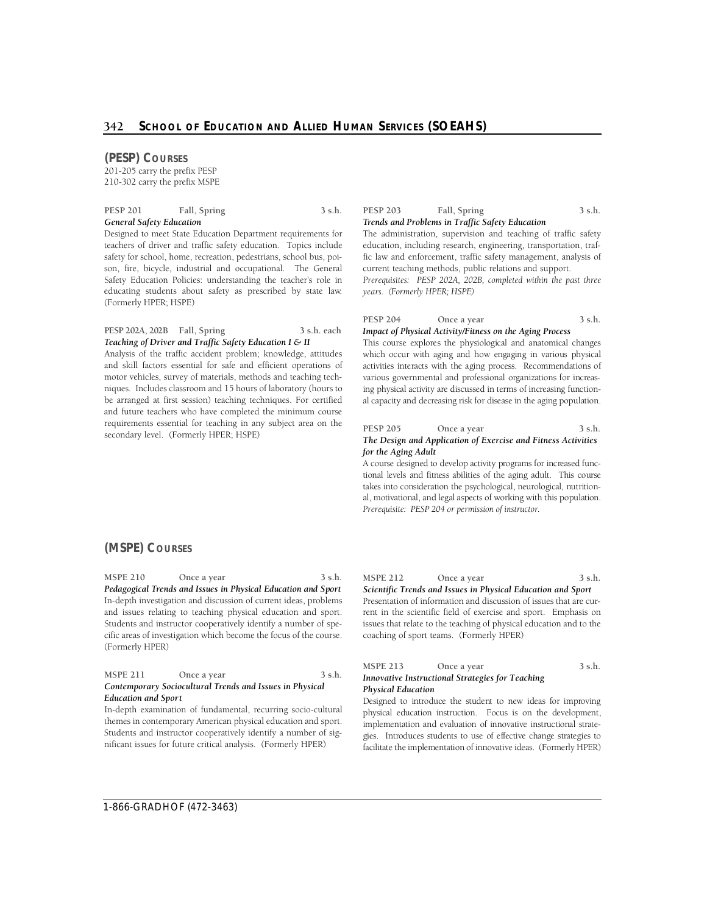## (PESP) Courses

201-205 carry the prefix PESP
210-302 carry the prefix MSPE

**PESP 201 Fall, Spring 3 s.h.**
***General Safety Education***
Designed to meet State Education Department requirements for teachers of driver and traffic safety education. Topics include safety for school, home, recreation, pedestrians, school bus, poison, fire, bicycle, industrial and occupational. The General Safety Education Policies: understanding the teacher's role in educating students about safety as prescribed by state law. (Formerly HPER; HSPE)

**PESP 202A, 202B Fall, Spring 3 s.h. each**
***Teaching of Driver and Traffic Safety Education I & II***
Analysis of the traffic accident problem; knowledge, attitudes and skill factors essential for safe and efficient operations of motor vehicles, survey of materials, methods and teaching techniques. Includes classroom and 15 hours of laboratory (hours to be arranged at first session) teaching techniques. For certified and future teachers who have completed the minimum course requirements essential for teaching in any subject area on the secondary level. (Formerly HPER; HSPE)

**PESP 203 Fall, Spring 3 s.h.**
***Trends and Problems in Traffic Safety Education***
The administration, supervision and teaching of traffic safety education, including research, engineering, transportation, traffic law and enforcement, traffic safety management, analysis of current teaching methods, public relations and support.
*Prerequisites: PESP 202A, 202B, completed within the past three years. (Formerly HPER; HSPE)*

**PESP 204 Once a year 3 s.h.**
***Impact of Physical Activity/Fitness on the Aging Process***
This course explores the physiological and anatomical changes which occur with aging and how engaging in various physical activities interacts with the aging process. Recommendations of various governmental and professional organizations for increasing physical activity are discussed in terms of increasing functional capacity and decreasing risk for disease in the aging population.

**PESP 205 Once a year 3 s.h.**
***The Design and Application of Exercise and Fitness Activities for the Aging Adult***
A course designed to develop activity programs for increased functional levels and fitness abilities of the aging adult. This course takes into consideration the psychological, neurological, nutritional, motivational, and legal aspects of working with this population.
*Prerequisite: PESP 204 or permission of instructor.*

## (MSPE) Courses

**MSPE 210 Once a year 3 s.h.**
***Pedagogical Trends and Issues in Physical Education and Sport***
In-depth investigation and discussion of current ideas, problems and issues relating to teaching physical education and sport. Students and instructor cooperatively identify a number of specific areas of investigation which become the focus of the course. (Formerly HPER)

**MSPE 211 Once a year 3 s.h.**
***Contemporary Sociocultural Trends and Issues in Physical Education and Sport***
In-depth examination of fundamental, recurring socio-cultural themes in contemporary American physical education and sport. Students and instructor cooperatively identify a number of significant issues for future critical analysis. (Formerly HPER)

**MSPE 212 Once a year 3 s.h.**
***Scientific Trends and Issues in Physical Education and Sport***
Presentation of information and discussion of issues that are current in the scientific field of exercise and sport. Emphasis on issues that relate to the teaching of physical education and to the coaching of sport teams. (Formerly HPER)

**MSPE 213 Once a year 3 s.h.**
***Innovative Instructional Strategies for Teaching Physical Education***
Designed to introduce the student to new ideas for improving physical education instruction. Focus is on the development, implementation and evaluation of innovative instructional strategies. Introduces students to use of effective change strategies to facilitate the implementation of innovative ideas. (Formerly HPER)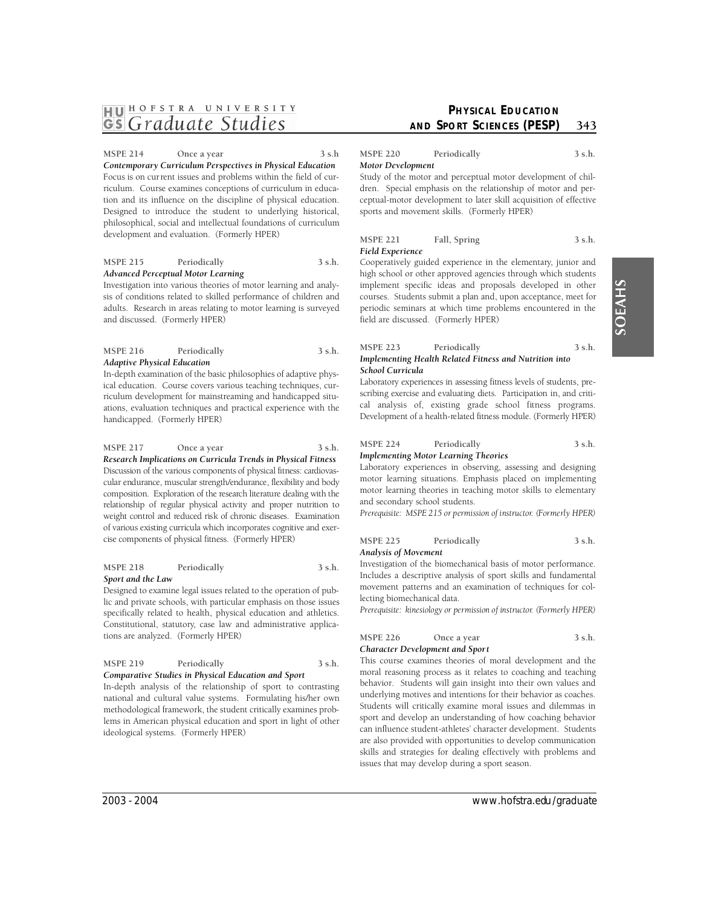**MSPE 214 Once a year 3 s.h**
***Contemporary Curriculum Perspectives in Physical Education***

Focus is on current issues and problems within the field of curriculum. Course examines conceptions of curriculum in education and its influence on the discipline of physical education. Designed to introduce the student to underlying historical, philosophical, social and intellectual foundations of curriculum development and evaluation. (Formerly HPER)

**MSPE 215 Periodically 3 s.h.**
***Advanced Perceptual Motor Learning***

Investigation into various theories of motor learning and analysis of conditions related to skilled performance of children and adults. Research in areas relating to motor learning is surveyed and discussed. (Formerly HPER)

**MSPE 216 Periodically 3 s.h.**
***Adaptive Physical Education***

In-depth examination of the basic philosophies of adaptive physical education. Course covers various teaching techniques, curriculum development for mainstreaming and handicapped situations, evaluation techniques and practical experience with the handicapped. (Formerly HPER)

**MSPE 217 Once a year 3 s.h.**
***Research Implications on Curricula Trends in Physical Fitness***

Discussion of the various components of physical fitness: cardiovascular endurance, muscular strength/endurance, flexibility and body composition. Exploration of the research literature dealing with the relationship of regular physical activity and proper nutrition to weight control and reduced risk of chronic diseases. Examination of various existing curricula which incorporates cognitive and exercise components of physical fitness. (Formerly HPER)

**MSPE 218 Periodically 3 s.h.**
***Sport and the Law***

Designed to examine legal issues related to the operation of public and private schools, with particular emphasis on those issues specifically related to health, physical education and athletics. Constitutional, statutory, case law and administrative applications are analyzed. (Formerly HPER)

**MSPE 219 Periodically 3 s.h.**
***Comparative Studies in Physical Education and Sport***

In-depth analysis of the relationship of sport to contrasting national and cultural value systems. Formulating his/her own methodological framework, the student critically examines problems in American physical education and sport in light of other ideological systems. (Formerly HPER)

**MSPE 220 Periodically 3 s.h.**
***Motor Development***

Study of the motor and perceptual motor development of children. Special emphasis on the relationship of motor and perceptual-motor development to later skill acquisition of effective sports and movement skills. (Formerly HPER)

**MSPE 221 Fall, Spring 3 s.h.**
***Field Experience***

Cooperatively guided experience in the elementary, junior and high school or other approved agencies through which students implement specific ideas and proposals developed in other courses. Students submit a plan and, upon acceptance, meet for periodic seminars at which time problems encountered in the field are discussed. (Formerly HPER)

**MSPE 223 Periodically 3 s.h.**
***Implementing Health Related Fitness and Nutrition into School Curricula***

Laboratory experiences in assessing fitness levels of students, prescribing exercise and evaluating diets. Participation in, and critical analysis of, existing grade school fitness programs. Development of a health-related fitness module. (Formerly HPER)

**MSPE 224 Periodically 3 s.h.**
***Implementing Motor Learning Theories***

Laboratory experiences in observing, assessing and designing motor learning situations. Emphasis placed on implementing motor learning theories in teaching motor skills to elementary and secondary school students.

*Prerequisite: MSPE 215 or permission of instructor. (Formerly HPER)*

**MSPE 225 Periodically 3 s.h.**
***Analysis of Movement***

Investigation of the biomechanical basis of motor performance. Includes a descriptive analysis of sport skills and fundamental movement patterns and an examination of techniques for collecting biomechanical data.

*Prerequisite: kinesiology or permission of instructor. (Formerly HPER)*

**MSPE 226 Once a year 3 s.h.**
***Character Development and Sport***

This course examines theories of moral development and the moral reasoning process as it relates to coaching and teaching behavior. Students will gain insight into their own values and underlying motives and intentions for their behavior as coaches. Students will critically examine moral issues and dilemmas in sport and develop an understanding of how coaching behavior can influence student-athletes' character development. Students are also provided with opportunities to develop communication skills and strategies for dealing effectively with problems and issues that may develop during a sport season.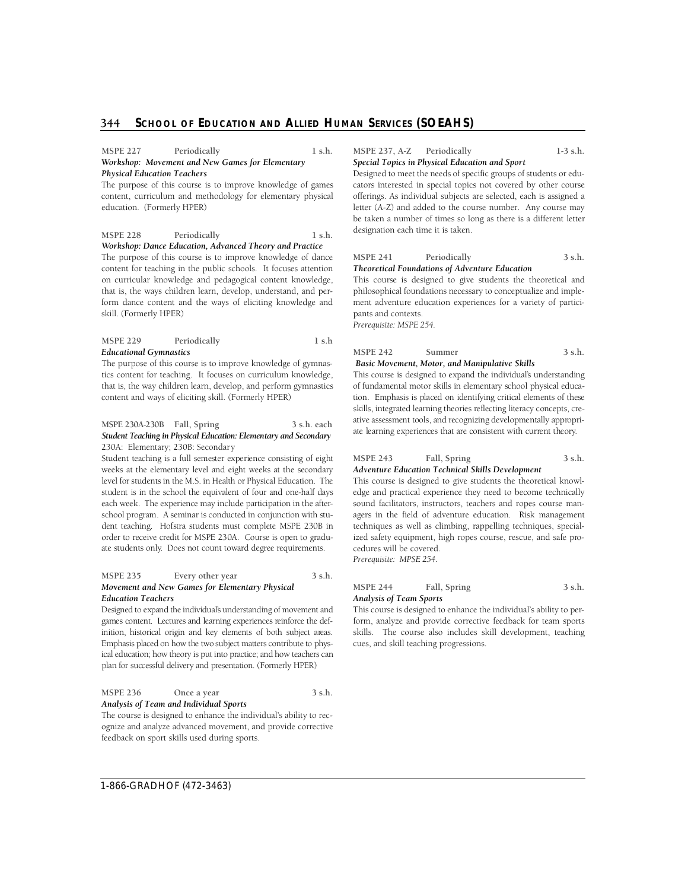**MSPE 227 Periodically 1 s.h.**
***Workshop: Movement and New Games for Elementary Physical Education Teachers***

The purpose of this course is to improve knowledge of games content, curriculum and methodology for elementary physical education. (Formerly HPER)

**MSPE 228 Periodically 1 s.h.**
***Workshop: Dance Education, Advanced Theory and Practice***

The purpose of this course is to improve knowledge of dance content for teaching in the public schools. It focuses attention on curricular knowledge and pedagogical content knowledge, that is, the ways children learn, develop, understand, and perform dance content and the ways of eliciting knowledge and skill. (Formerly HPER)

**MSPE 229 Periodically 1 s.h**
***Educational Gymnastics***

The purpose of this course is to improve knowledge of gymnastics content for teaching. It focuses on curriculum knowledge, that is, the way children learn, develop, and perform gymnastics content and ways of eliciting skill. (Formerly HPER)

**MSPE 230A-230B Fall, Spring 3 s.h. each**
***Student Teaching in Physical Education: Elementary and Secondary***

230A: Elementary; 230B: Secondary

Student teaching is a full semester experience consisting of eight weeks at the elementary level and eight weeks at the secondary level for students in the M.S. in Health or Physical Education. The student is in the school the equivalent of four and one-half days each week. The experience may include participation in the after-school program. A seminar is conducted in conjunction with student teaching. Hofstra students must complete MSPE 230B in order to receive credit for MSPE 230A. Course is open to graduate students only. Does not count toward degree requirements.

**MSPE 235 Every other year 3 s.h.**
***Movement and New Games for Elementary Physical Education Teachers***

Designed to expand the individual's understanding of movement and games content. Lectures and learning experiences reinforce the definition, historical origin and key elements of both subject areas. Emphasis placed on how the two subject matters contribute to physical education; how theory is put into practice; and how teachers can plan for successful delivery and presentation. (Formerly HPER)

**MSPE 236 Once a year 3 s.h.**
***Analysis of Team and Individual Sports***

The course is designed to enhance the individual's ability to recognize and analyze advanced movement, and provide corrective feedback on sport skills used during sports.

**MSPE 237, A-Z Periodically 1-3 s.h.**
***Special Topics in Physical Education and Sport***

Designed to meet the needs of specific groups of students or educators interested in special topics not covered by other course offerings. As individual subjects are selected, each is assigned a letter (A-Z) and added to the course number. Any course may be taken a number of times so long as there is a different letter designation each time it is taken.

**MSPE 241 Periodically 3 s.h.**
***Theoretical Foundations of Adventure Education***

This course is designed to give students the theoretical and philosophical foundations necessary to conceptualize and implement adventure education experiences for a variety of participants and contexts.

*Prerequisite: MSPE 254.*

**MSPE 242 Summer 3 s.h.**
***Basic Movement, Motor, and Manipulative Skills***

This course is designed to expand the individual's understanding of fundamental motor skills in elementary school physical education. Emphasis is placed on identifying critical elements of these skills, integrated learning theories reflecting literacy concepts, creative assessment tools, and recognizing developmentally appropriate learning experiences that are consistent with current theory.

**MSPE 243 Fall, Spring 3 s.h.**
***Adventure Education Technical Skills Development***

This course is designed to give students the theoretical knowledge and practical experience they need to become technically sound facilitators, instructors, teachers and ropes course managers in the field of adventure education. Risk management techniques as well as climbing, rappelling techniques, specialized safety equipment, high ropes course, rescue, and safe procedures will be covered.

*Prerequisite: MPSE 254.*

**MSPE 244 Fall, Spring 3 s.h.**
***Analysis of Team Sports***

This course is designed to enhance the individual's ability to perform, analyze and provide corrective feedback for team sports skills. The course also includes skill development, teaching cues, and skill teaching progressions.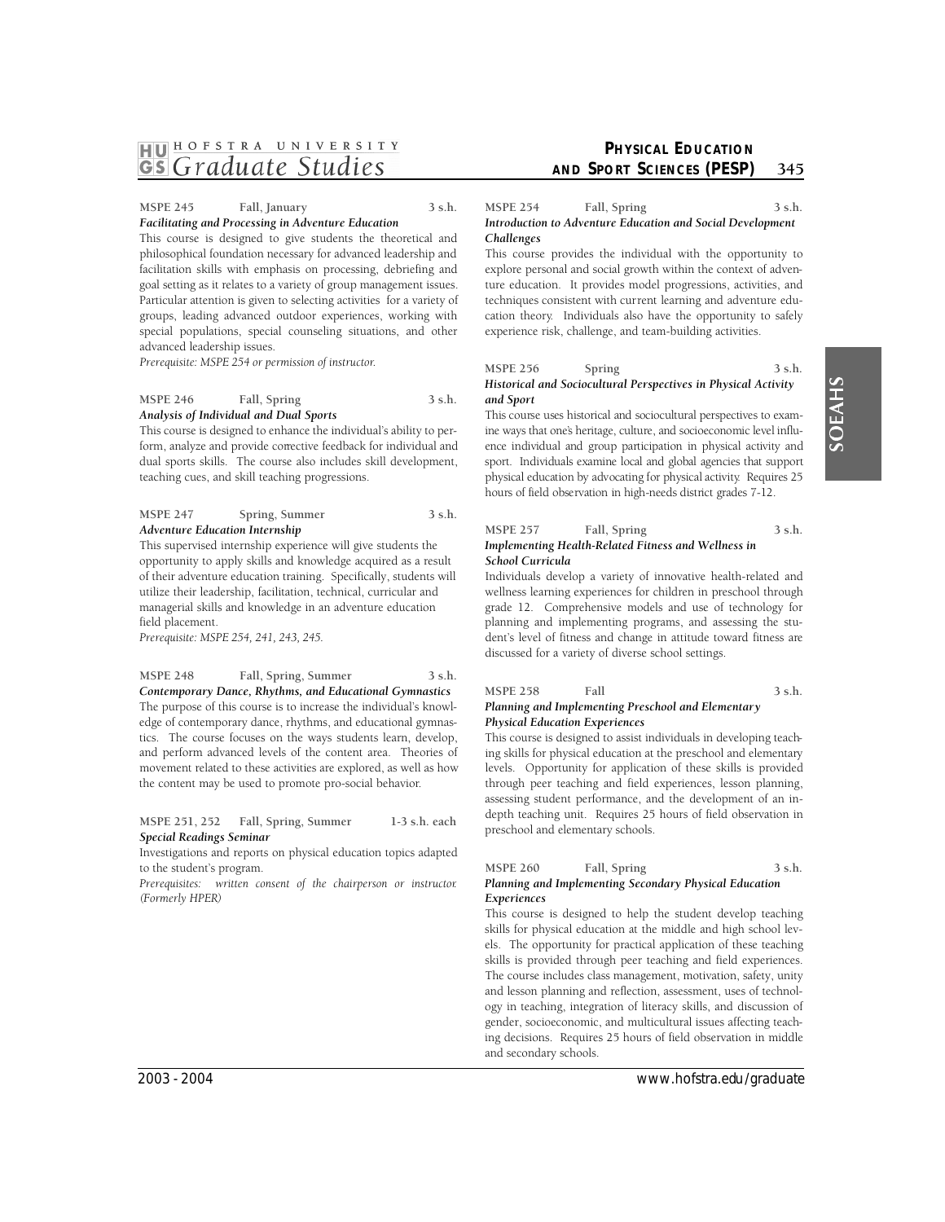**MSPE 245 Fall, January 3 s.h.**
***Facilitating and Processing in Adventure Education***

This course is designed to give students the theoretical and philosophical foundation necessary for advanced leadership and facilitation skills with emphasis on processing, debriefing and goal setting as it relates to a variety of group management issues. Particular attention is given to selecting activities for a variety of groups, leading advanced outdoor experiences, working with special populations, special counseling situations, and other advanced leadership issues.

*Prerequisite: MSPE 254 or permission of instructor.*

**MSPE 246 Fall, Spring 3 s.h.**
***Analysis of Individual and Dual Sports***

This course is designed to enhance the individual's ability to perform, analyze and provide corrective feedback for individual and dual sports skills. The course also includes skill development, teaching cues, and skill teaching progressions.

**MSPE 247 Spring, Summer 3 s.h.**
***Adventure Education Internship***

This supervised internship experience will give students the opportunity to apply skills and knowledge acquired as a result of their adventure education training. Specifically, students will utilize their leadership, facilitation, technical, curricular and managerial skills and knowledge in an adventure education field placement.

*Prerequisite: MSPE 254, 241, 243, 245.*

**MSPE 248 Fall, Spring, Summer 3 s.h.**
***Contemporary Dance, Rhythms, and Educational Gymnastics***

The purpose of this course is to increase the individual's knowledge of contemporary dance, rhythms, and educational gymnastics. The course focuses on the ways students learn, develop, and perform advanced levels of the content area. Theories of movement related to these activities are explored, as well as how the content may be used to promote pro-social behavior.

**MSPE 251, 252 Fall, Spring, Summer 1-3 s.h. each**
***Special Readings Seminar***

Investigations and reports on physical education topics adapted to the student's program.

*Prerequisites: written consent of the chairperson or instructor. (Formerly HPER)*

**MSPE 254 Fall, Spring 3 s.h.**
***Introduction to Adventure Education and Social Development Challenges***

This course provides the individual with the opportunity to explore personal and social growth within the context of adventure education. It provides model progressions, activities, and techniques consistent with current learning and adventure education theory. Individuals also have the opportunity to safely experience risk, challenge, and team-building activities.

**MSPE 256 Spring 3 s.h.**
***Historical and Sociocultural Perspectives in Physical Activity and Sport***

This course uses historical and sociocultural perspectives to examine ways that one's heritage, culture, and socioeconomic level influence individual and group participation in physical activity and sport. Individuals examine local and global agencies that support physical education by advocating for physical activity. Requires 25 hours of field observation in high-needs district grades 7-12.

**MSPE 257 Fall, Spring 3 s.h.**
***Implementing Health-Related Fitness and Wellness in School Curricula***

Individuals develop a variety of innovative health-related and wellness learning experiences for children in preschool through grade 12. Comprehensive models and use of technology for planning and implementing programs, and assessing the student's level of fitness and change in attitude toward fitness are discussed for a variety of diverse school settings.

**MSPE 258 Fall 3 s.h.**
***Planning and Implementing Preschool and Elementary Physical Education Experiences***

This course is designed to assist individuals in developing teaching skills for physical education at the preschool and elementary levels. Opportunity for application of these skills is provided through peer teaching and field experiences, lesson planning, assessing student performance, and the development of an in-depth teaching unit. Requires 25 hours of field observation in preschool and elementary schools.

**MSPE 260 Fall, Spring 3 s.h.**
***Planning and Implementing Secondary Physical Education Experiences***

This course is designed to help the student develop teaching skills for physical education at the middle and high school levels. The opportunity for practical application of these teaching skills is provided through peer teaching and field experiences. The course includes class management, motivation, safety, unity and lesson planning and reflection, assessment, uses of technology in teaching, integration of literacy skills, and discussion of gender, socioeconomic, and multicultural issues affecting teaching decisions. Requires 25 hours of field observation in middle and secondary schools.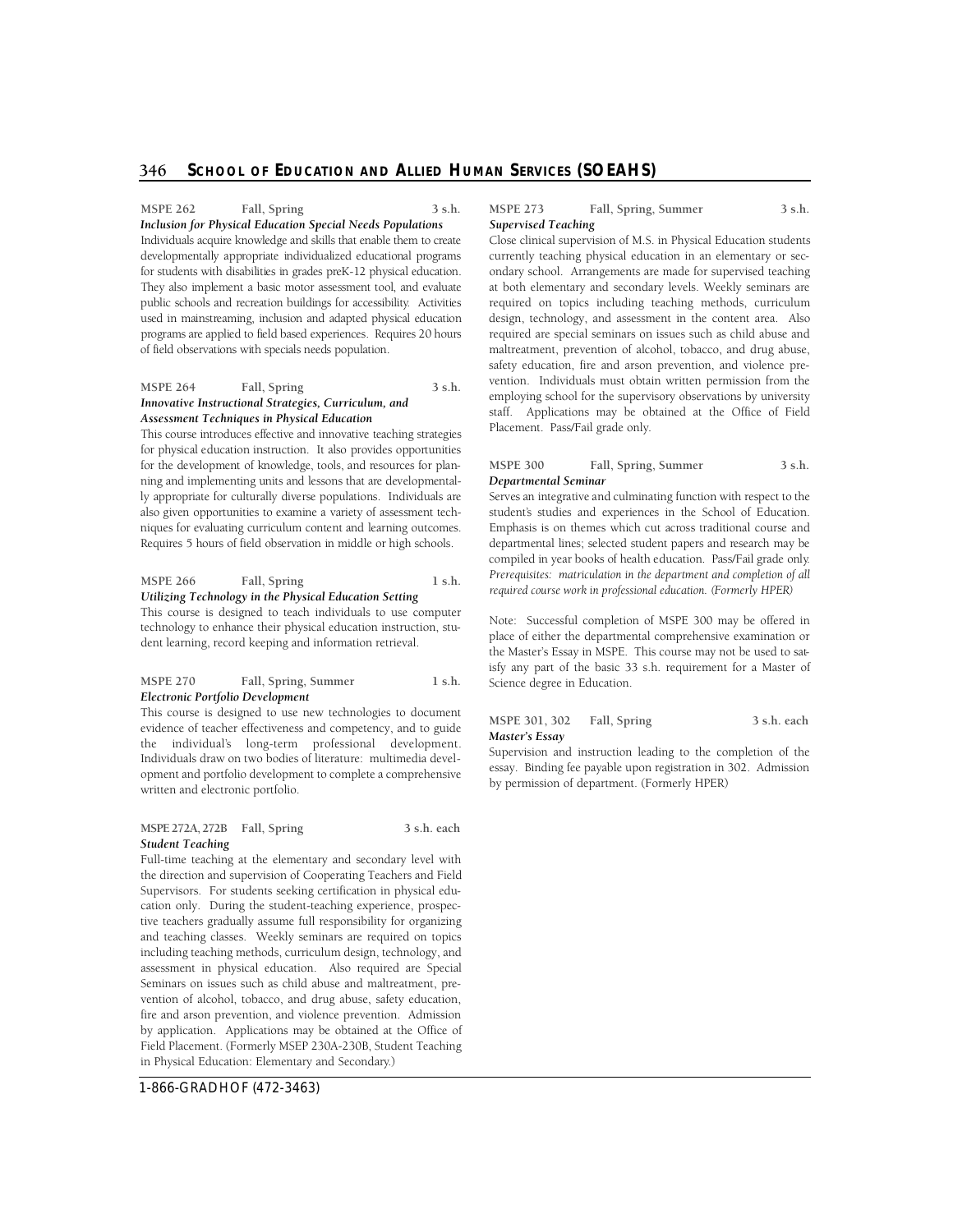**MSPE 262 Fall, Spring 3 s.h.**
***Inclusion for Physical Education Special Needs Populations***

Individuals acquire knowledge and skills that enable them to create developmentally appropriate individualized educational programs for students with disabilities in grades preK-12 physical education. They also implement a basic motor assessment tool, and evaluate public schools and recreation buildings for accessibility. Activities used in mainstreaming, inclusion and adapted physical education programs are applied to field based experiences. Requires 20 hours of field observations with specials needs population.

**MSPE 264 Fall, Spring 3 s.h.**
***Innovative Instructional Strategies, Curriculum, and Assessment Techniques in Physical Education***

This course introduces effective and innovative teaching strategies for physical education instruction. It also provides opportunities for the development of knowledge, tools, and resources for planning and implementing units and lessons that are developmentally appropriate for culturally diverse populations. Individuals are also given opportunities to examine a variety of assessment techniques for evaluating curriculum content and learning outcomes. Requires 5 hours of field observation in middle or high schools.

**MSPE 266 Fall, Spring 1 s.h.**
***Utilizing Technology in the Physical Education Setting***

This course is designed to teach individuals to use computer technology to enhance their physical education instruction, student learning, record keeping and information retrieval.

**MSPE 270 Fall, Spring, Summer 1 s.h.**
***Electronic Portfolio Development***

This course is designed to use new technologies to document evidence of teacher effectiveness and competency, and to guide the individual's long-term professional development. Individuals draw on two bodies of literature: multimedia development and portfolio development to complete a comprehensive written and electronic portfolio.

**MSPE 272A, 272B Fall, Spring 3 s.h. each**
***Student Teaching***

Full-time teaching at the elementary and secondary level with the direction and supervision of Cooperating Teachers and Field Supervisors. For students seeking certification in physical education only. During the student-teaching experience, prospective teachers gradually assume full responsibility for organizing and teaching classes. Weekly seminars are required on topics including teaching methods, curriculum design, technology, and assessment in physical education. Also required are Special Seminars on issues such as child abuse and maltreatment, prevention of alcohol, tobacco, and drug abuse, safety education, fire and arson prevention, and violence prevention. Admission by application. Applications may be obtained at the Office of Field Placement. (Formerly MSEP 230A-230B, Student Teaching in Physical Education: Elementary and Secondary.)

**MSPE 273 Fall, Spring, Summer 3 s.h.**
***Supervised Teaching***

Close clinical supervision of M.S. in Physical Education students currently teaching physical education in an elementary or secondary school. Arrangements are made for supervised teaching at both elementary and secondary levels. Weekly seminars are required on topics including teaching methods, curriculum design, technology, and assessment in the content area. Also required are special seminars on issues such as child abuse and maltreatment, prevention of alcohol, tobacco, and drug abuse, safety education, fire and arson prevention, and violence prevention. Individuals must obtain written permission from the employing school for the supervisory observations by university staff. Applications may be obtained at the Office of Field Placement. Pass/Fail grade only.

**MSPE 300 Fall, Spring, Summer 3 s.h.**
***Departmental Seminar***

Serves an integrative and culminating function with respect to the student's studies and experiences in the School of Education. Emphasis is on themes which cut across traditional course and departmental lines; selected student papers and research may be compiled in year books of health education. Pass/Fail grade only. *Prerequisites: matriculation in the department and completion of all required course work in professional education. (Formerly HPER)*

Note: Successful completion of MSPE 300 may be offered in place of either the departmental comprehensive examination or the Master's Essay in MSPE. This course may not be used to satisfy any part of the basic 33 s.h. requirement for a Master of Science degree in Education.

**MSPE 301, 302 Fall, Spring 3 s.h. each**
***Master's Essay***

Supervision and instruction leading to the completion of the essay. Binding fee payable upon registration in 302. Admission by permission of department. (Formerly HPER)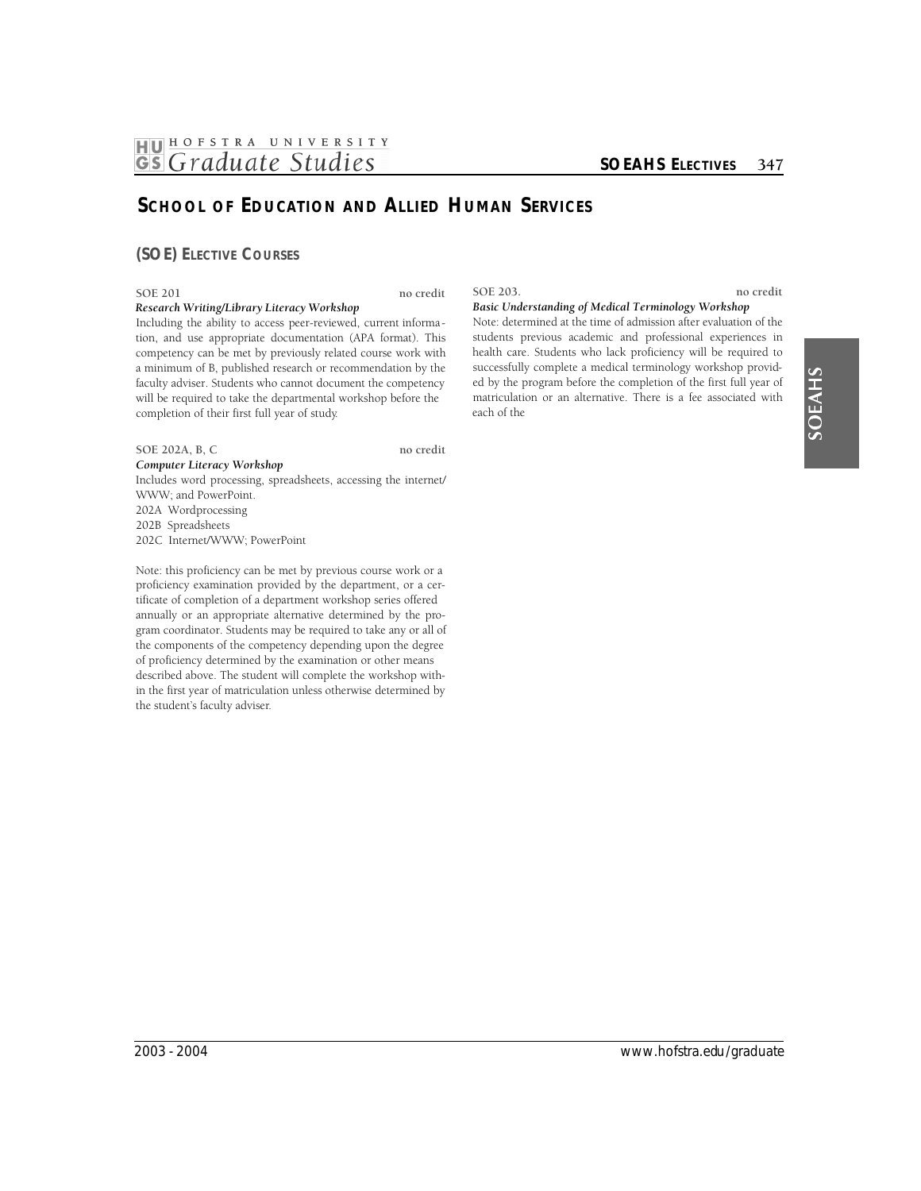# School of Education and Allied Human Services

## (SOE) Elective Courses

**SOE 201** — no credit
***Research Writing/Library Literacy Workshop***
Including the ability to access peer-reviewed, current information, and use appropriate documentation (APA format). This competency can be met by previously related course work with a minimum of B, published research or recommendation by the faculty adviser. Students who cannot document the competency will be required to take the departmental workshop before the completion of their first full year of study.

**SOE 202A, B, C** — no credit
***Computer Literacy Workshop***
Includes word processing, spreadsheets, accessing the internet/WWW; and PowerPoint.
202A Wordprocessing
202B Spreadsheets
202C Internet/WWW; PowerPoint

Note: this proficiency can be met by previous course work or a proficiency examination provided by the department, or a certificate of completion of a department workshop series offered annually or an appropriate alternative determined by the program coordinator. Students may be required to take any or all of the components of the competency depending upon the degree of proficiency determined by the examination or other means described above. The student will complete the workshop within the first year of matriculation unless otherwise determined by the student's faculty adviser.

**SOE 203.** — no credit
***Basic Understanding of Medical Terminology Workshop***
Note: determined at the time of admission after evaluation of the students previous academic and professional experiences in health care. Students who lack proficiency will be required to successfully complete a medical terminology workshop provided by the program before the completion of the first full year of matriculation or an alternative. There is a fee associated with each of the